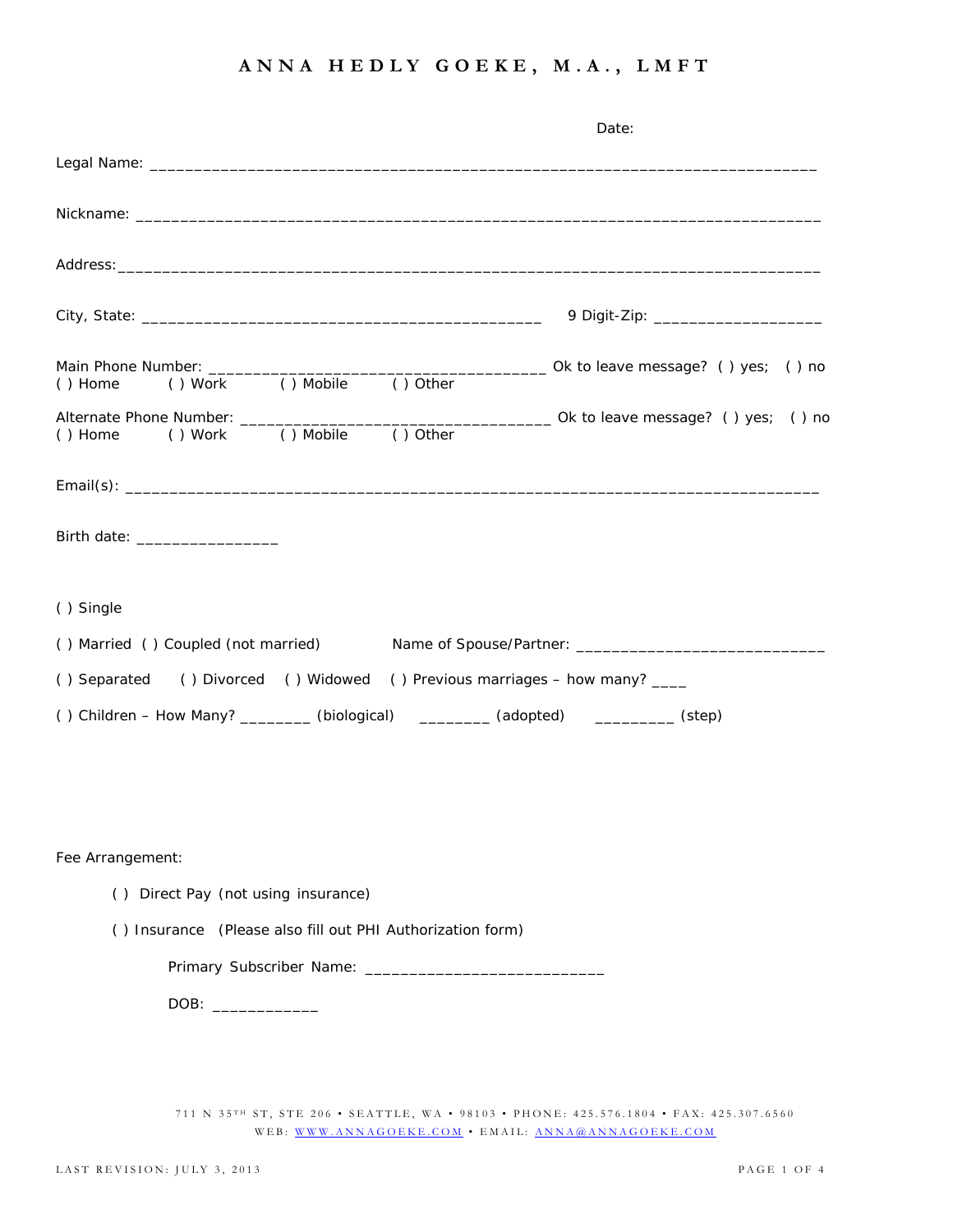# ANNA HEDLY GOEKE, M.A., LMFT

Date:

Legal Name: ___________________________________________________________________________

Nickname: _____________________________________________________________________________

Address:_______________________________________________________________________________

City, State: _____________________________________________ 9 Digit-Zip: __________________

Main Phone Number: ______________________________________ Ok to leave message? ( ) yes; ( ) no
( ) Home ( ) Work ( ) Mobile ( ) Other

Alternate Phone Number: ___________________________________ Ok to leave message? ( ) yes; ( ) no
( ) Home ( ) Work ( ) Mobile ( ) Other

Email(s): ______________________________________________________________________________

Birth date: ________________

( ) Single

( ) Married ( ) Coupled (not married) Name of Spouse/Partner: ____________________________

( ) Separated ( ) Divorced ( ) Widowed ( ) Previous marriages – how many? ____

( ) Children – How Many? ________ (biological) ________ (adopted) _________ (step)

Fee Arrangement:

( ) Direct Pay (not using insurance)

( ) Insurance (Please also fill out PHI Authorization form)

Primary Subscriber Name: ___________________________

DOB: ____________

711 N 35TH ST, STE 206 • SEATTLE, WA • 98103 • PHONE: 425.576.1804 • FAX: 425.307.6560
WEB: WWW.ANNAGOEKE.COM • EMAIL: ANNA@ANNAGOEKE.COM

LAST REVISION: JULY 3, 2013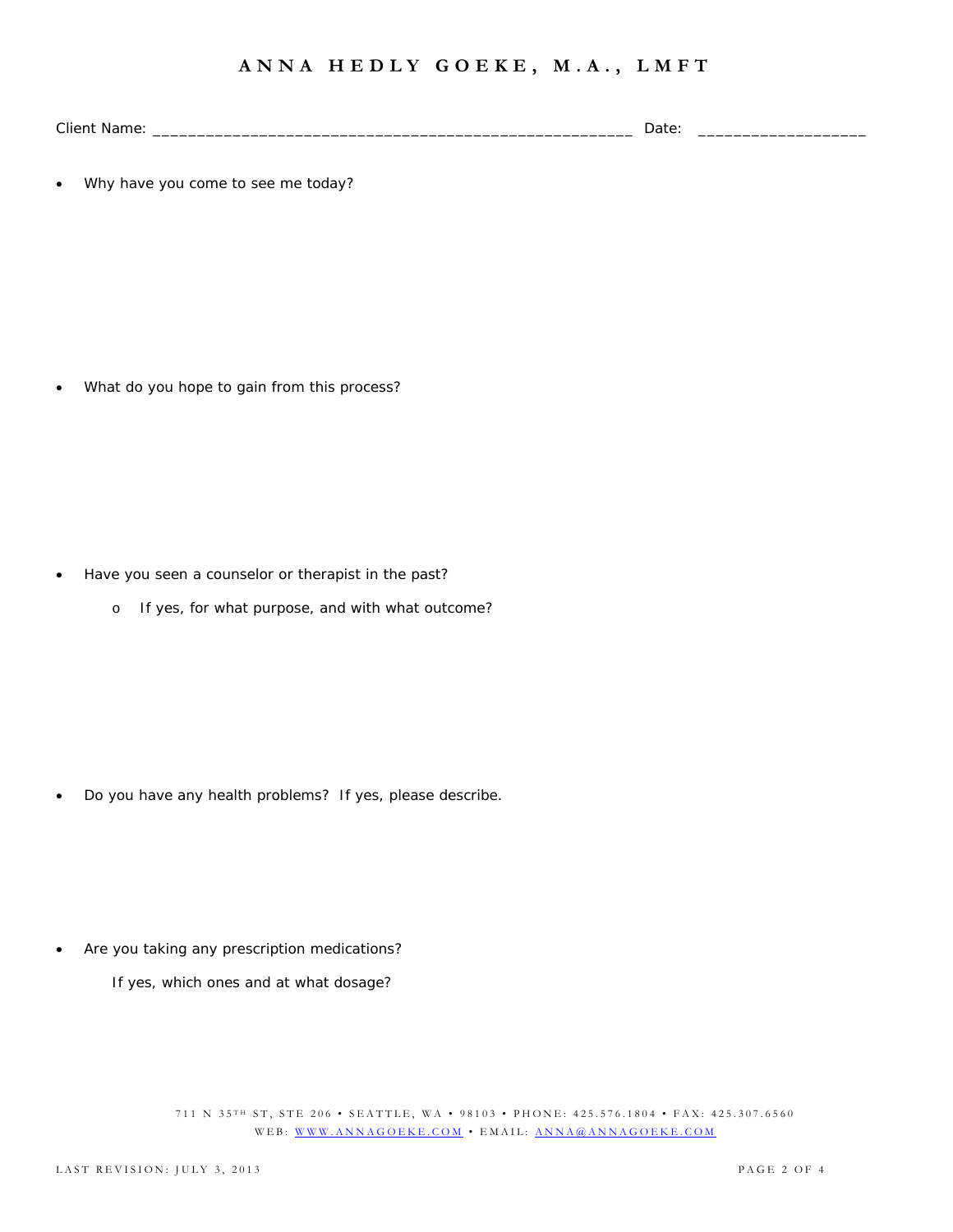Client Name: _______________________________________________________ Date: ___________________

- Why have you come to see me today?

- What do you hope to gain from this process?

- Have you seen a counselor or therapist in the past?
  - If yes, for what purpose, and with what outcome?

- Do you have any health problems? If yes, please describe.

- Are you taking any prescription medications?

  If yes, which ones and at what dosage?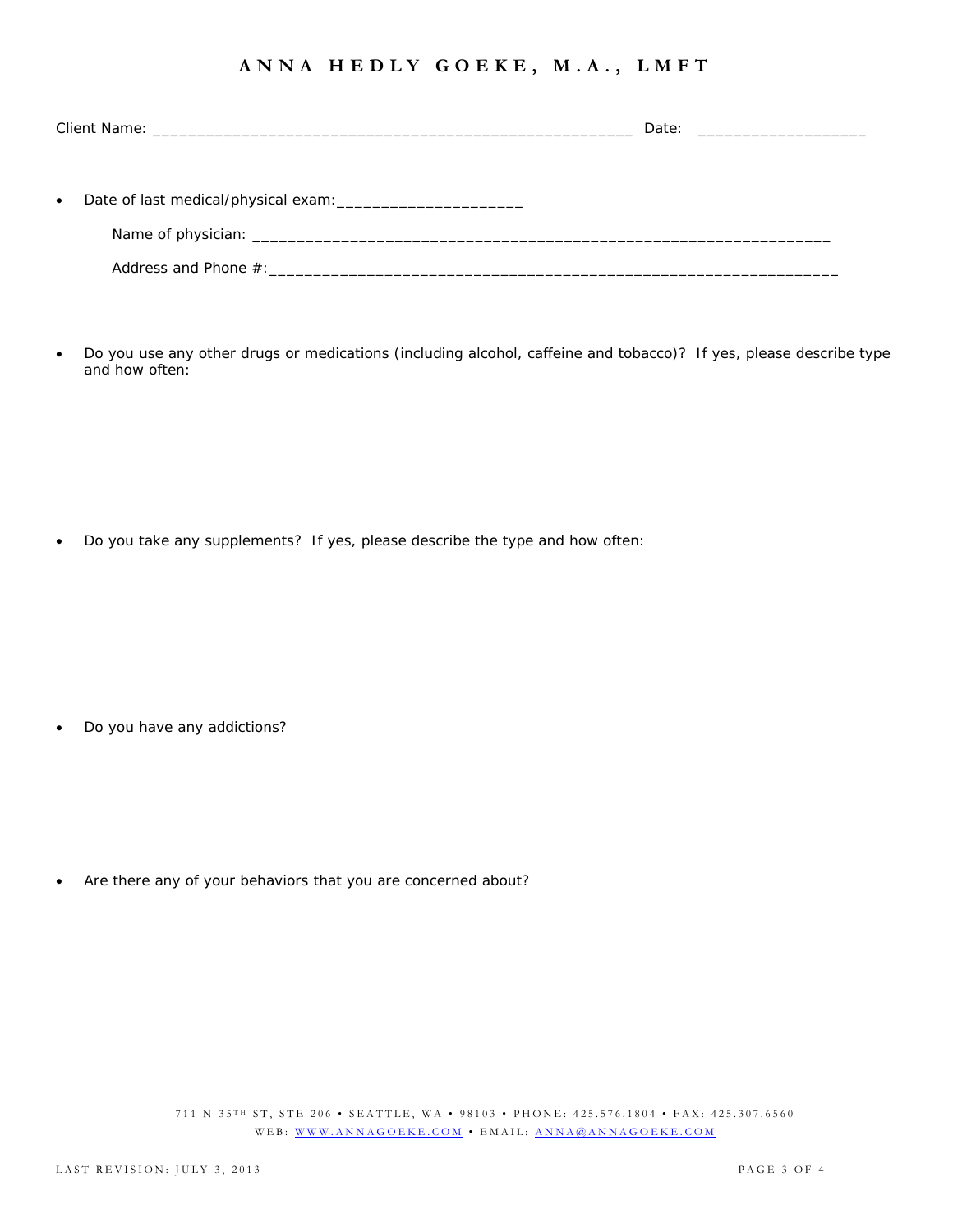Client Name: ______________________________________________________ Date: ___________________

- Date of last medical/physical exam:_____________________

  Name of physician: _________________________________________________________________

  Address and Phone #:_________________________________________________________________

- Do you use any other drugs or medications (including alcohol, caffeine and tobacco)? If yes, please describe type and how often:

- Do you take any supplements? If yes, please describe the type and how often:

- Do you have any addictions?

- Are there any of your behaviors that you are concerned about?

711 N 35TH ST, STE 206 • SEATTLE, WA • 98103 • PHONE: 425.576.1804 • FAX: 425.307.6560
WEB: WWW.ANNAGOEKE.COM • EMAIL: ANNA@ANNAGOEKE.COM

LAST REVISION: JULY 3, 2013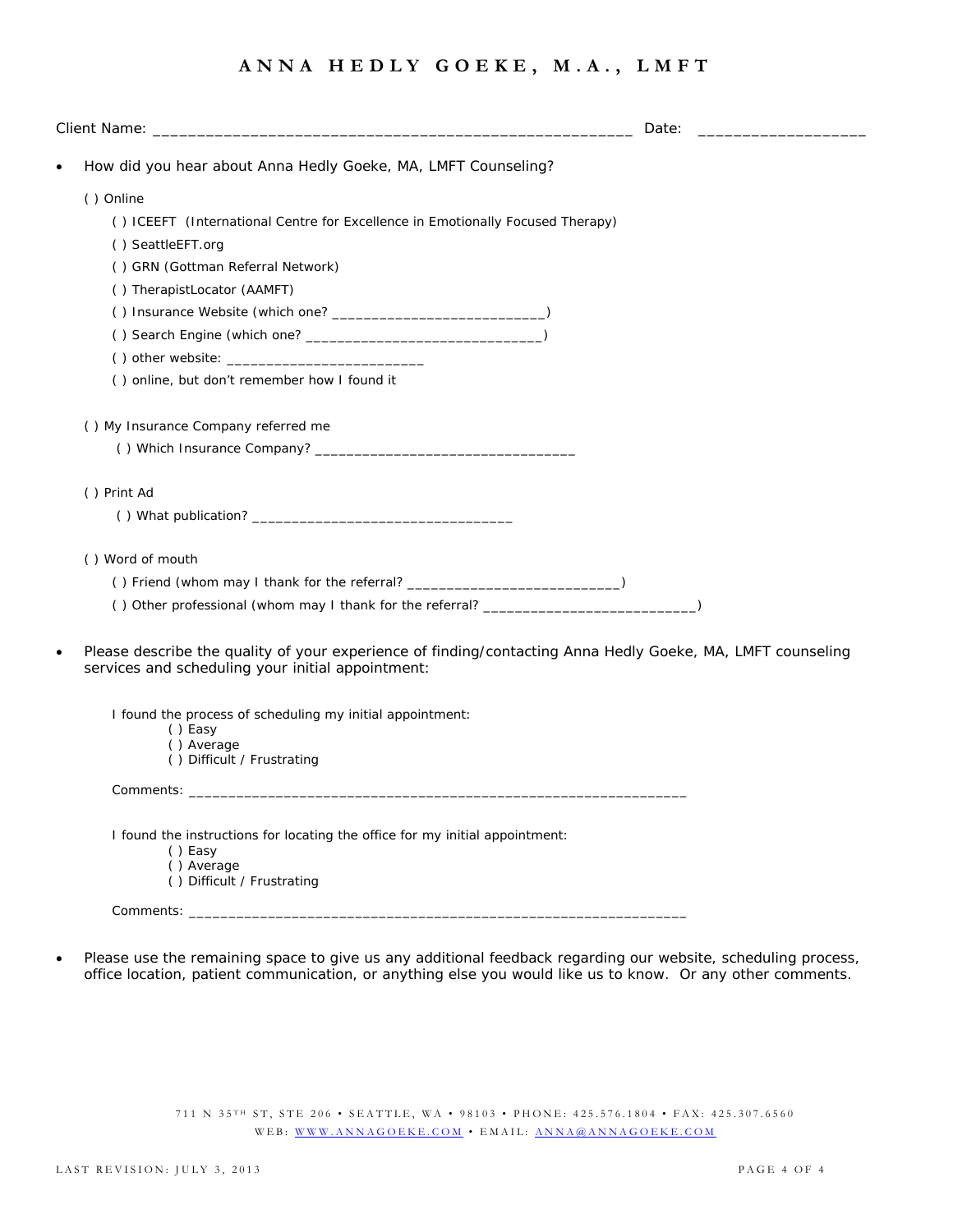# ANNA HEDLY GOEKE, M.A., LMFT

Client Name: ________________________________________________________ Date: ___________________

- How did you hear about Anna Hedly Goeke, MA, LMFT Counseling?

  ( ) Online

  - ( ) ICEEFT (International Centre for Excellence in Emotionally Focused Therapy)
  - ( ) SeattleEFT.org
  - ( ) GRN (Gottman Referral Network)
  - ( ) TherapistLocator (AAMFT)
  - ( ) Insurance Website (which one? ___________________________)
  - ( ) Search Engine (which one? ______________________________)
  - ( ) other website: _________________________
  - ( ) online, but don't remember how I found it

  ( ) My Insurance Company referred me

  - ( ) Which Insurance Company? _________________________________

  ( ) Print Ad

  - ( ) What publication? _________________________________

  ( ) Word of mouth

  - ( ) Friend (whom may I thank for the referral? ___________________________)
  - ( ) Other professional (whom may I thank for the referral? ___________________________)

- Please describe the quality of your experience of finding/contacting Anna Hedly Goeke, MA, LMFT counseling services and scheduling your initial appointment:

  I found the process of scheduling my initial appointment:
  - ( ) Easy
  - ( ) Average
  - ( ) Difficult / Frustrating

  Comments: _______________________________________________________________

  I found the instructions for locating the office for my initial appointment:
  - ( ) Easy
  - ( ) Average
  - ( ) Difficult / Frustrating

  Comments: _______________________________________________________________

- Please use the remaining space to give us any additional feedback regarding our website, scheduling process, office location, patient communication, or anything else you would like us to know. Or any other comments.

711 N 35TH ST, STE 206 • SEATTLE, WA • 98103 • PHONE: 425.576.1804 • FAX: 425.307.6560
WEB: WWW.ANNAGOEKE.COM • EMAIL: ANNA@ANNAGOEKE.COM

LAST REVISION: JULY 3, 2013